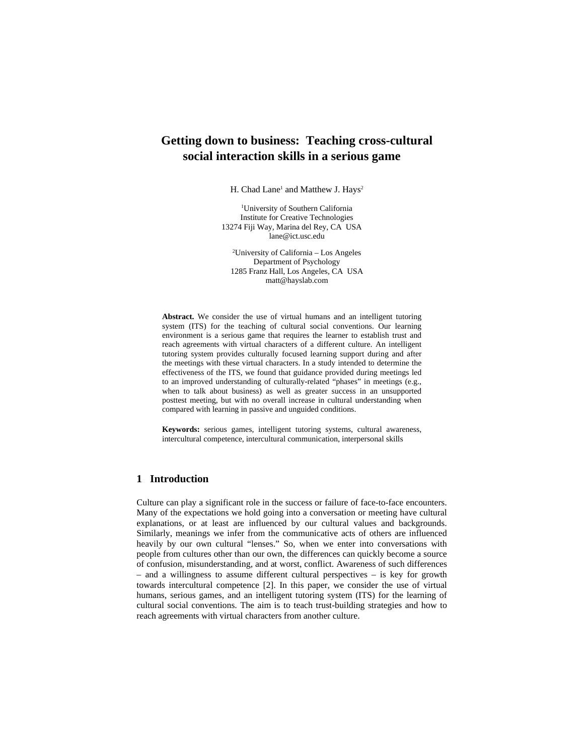# Getting down to business: Teaching cross-cultural social interaction skills in a serious game

H. Chad Lane[1] and Matthew J. Hays[2]

[1]University of Southern California
Institute for Creative Technologies
13274 Fiji Way, Marina del Rey, CA USA
lane@ict.usc.edu

[2]University of California – Los Angeles
Department of Psychology
1285 Franz Hall, Los Angeles, CA USA
matt@hayslab.com

**Abstract.** We consider the use of virtual humans and an intelligent tutoring system (ITS) for the teaching of cultural social conventions. Our learning environment is a serious game that requires the learner to establish trust and reach agreements with virtual characters of a different culture. An intelligent tutoring system provides culturally focused learning support during and after the meetings with these virtual characters. In a study intended to determine the effectiveness of the ITS, we found that guidance provided during meetings led to an improved understanding of culturally-related "phases" in meetings (e.g., when to talk about business) as well as greater success in an unsupported posttest meeting, but with no overall increase in cultural understanding when compared with learning in passive and unguided conditions.

**Keywords:** serious games, intelligent tutoring systems, cultural awareness, intercultural competence, intercultural communication, interpersonal skills

## 1 Introduction

Culture can play a significant role in the success or failure of face-to-face encounters. Many of the expectations we hold going into a conversation or meeting have cultural explanations, or at least are influenced by our cultural values and backgrounds. Similarly, meanings we infer from the communicative acts of others are influenced heavily by our own cultural "lenses." So, when we enter into conversations with people from cultures other than our own, the differences can quickly become a source of confusion, misunderstanding, and at worst, conflict. Awareness of such differences – and a willingness to assume different cultural perspectives – is key for growth towards intercultural competence [2]. In this paper, we consider the use of virtual humans, serious games, and an intelligent tutoring system (ITS) for the learning of cultural social conventions. The aim is to teach trust-building strategies and how to reach agreements with virtual characters from another culture.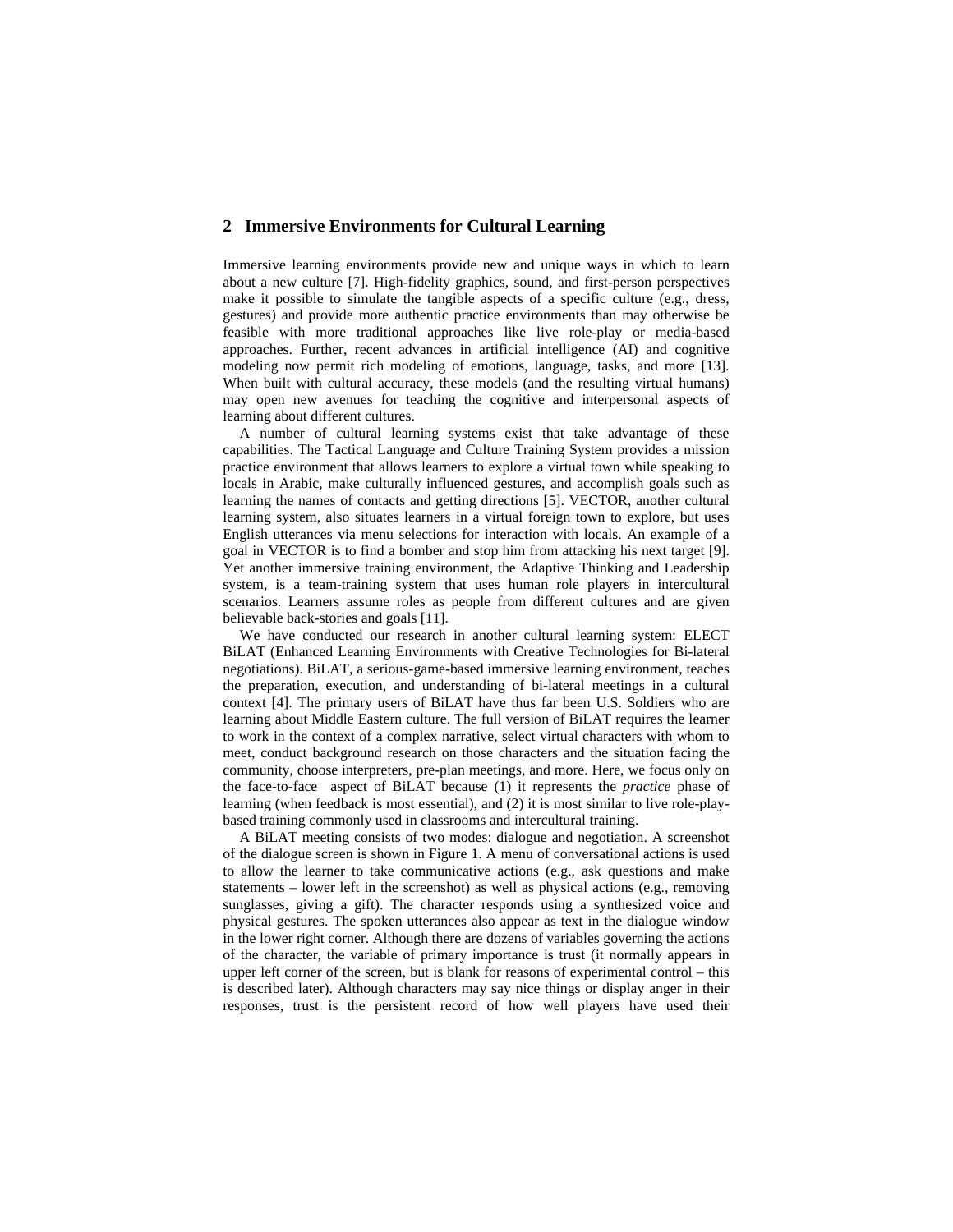## 2 Immersive Environments for Cultural Learning

Immersive learning environments provide new and unique ways in which to learn about a new culture [7]. High-fidelity graphics, sound, and first-person perspectives make it possible to simulate the tangible aspects of a specific culture (e.g., dress, gestures) and provide more authentic practice environments than may otherwise be feasible with more traditional approaches like live role-play or media-based approaches. Further, recent advances in artificial intelligence (AI) and cognitive modeling now permit rich modeling of emotions, language, tasks, and more [13]. When built with cultural accuracy, these models (and the resulting virtual humans) may open new avenues for teaching the cognitive and interpersonal aspects of learning about different cultures.

A number of cultural learning systems exist that take advantage of these capabilities. The Tactical Language and Culture Training System provides a mission practice environment that allows learners to explore a virtual town while speaking to locals in Arabic, make culturally influenced gestures, and accomplish goals such as learning the names of contacts and getting directions [5]. VECTOR, another cultural learning system, also situates learners in a virtual foreign town to explore, but uses English utterances via menu selections for interaction with locals. An example of a goal in VECTOR is to find a bomber and stop him from attacking his next target [9]. Yet another immersive training environment, the Adaptive Thinking and Leadership system, is a team-training system that uses human role players in intercultural scenarios. Learners assume roles as people from different cultures and are given believable back-stories and goals [11].

We have conducted our research in another cultural learning system: ELECT BiLAT (Enhanced Learning Environments with Creative Technologies for Bi-lateral negotiations). BiLAT, a serious-game-based immersive learning environment, teaches the preparation, execution, and understanding of bi-lateral meetings in a cultural context [4]. The primary users of BiLAT have thus far been U.S. Soldiers who are learning about Middle Eastern culture. The full version of BiLAT requires the learner to work in the context of a complex narrative, select virtual characters with whom to meet, conduct background research on those characters and the situation facing the community, choose interpreters, pre-plan meetings, and more. Here, we focus only on the face-to-face aspect of BiLAT because (1) it represents the *practice* phase of learning (when feedback is most essential), and (2) it is most similar to live role-play-based training commonly used in classrooms and intercultural training.

A BiLAT meeting consists of two modes: dialogue and negotiation. A screenshot of the dialogue screen is shown in Figure 1. A menu of conversational actions is used to allow the learner to take communicative actions (e.g., ask questions and make statements – lower left in the screenshot) as well as physical actions (e.g., removing sunglasses, giving a gift). The character responds using a synthesized voice and physical gestures. The spoken utterances also appear as text in the dialogue window in the lower right corner. Although there are dozens of variables governing the actions of the character, the variable of primary importance is trust (it normally appears in upper left corner of the screen, but is blank for reasons of experimental control – this is described later). Although characters may say nice things or display anger in their responses, trust is the persistent record of how well players have used their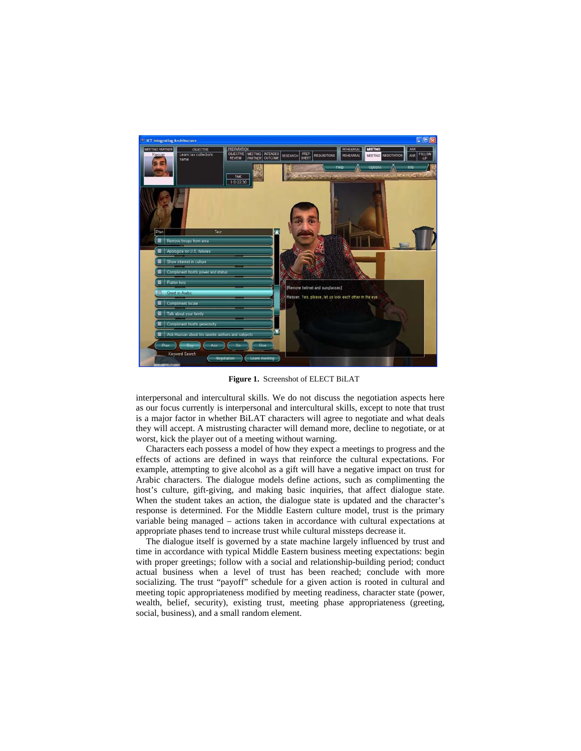**Figure 1.** Screenshot of ELECT BiLAT

interpersonal and intercultural skills. We do not discuss the negotiation aspects here as our focus currently is interpersonal and intercultural skills, except to note that trust is a major factor in whether BiLAT characters will agree to negotiate and what deals they will accept. A mistrusting character will demand more, decline to negotiate, or at worst, kick the player out of a meeting without warning.

Characters each possess a model of how they expect a meetings to progress and the effects of actions are defined in ways that reinforce the cultural expectations. For example, attempting to give alcohol as a gift will have a negative impact on trust for Arabic characters. The dialogue models define actions, such as complimenting the host's culture, gift-giving, and making basic inquiries, that affect dialogue state. When the student takes an action, the dialogue state is updated and the character's response is determined. For the Middle Eastern culture model, trust is the primary variable being managed – actions taken in accordance with cultural expectations at appropriate phases tend to increase trust while cultural missteps decrease it.

The dialogue itself is governed by a state machine largely influenced by trust and time in accordance with typical Middle Eastern business meeting expectations: begin with proper greetings; follow with a social and relationship-building period; conduct actual business when a level of trust has been reached; conclude with more socializing. The trust "payoff" schedule for a given action is rooted in cultural and meeting topic appropriateness modified by meeting readiness, character state (power, wealth, belief, security), existing trust, meeting phase appropriateness (greeting, social, business), and a small random element.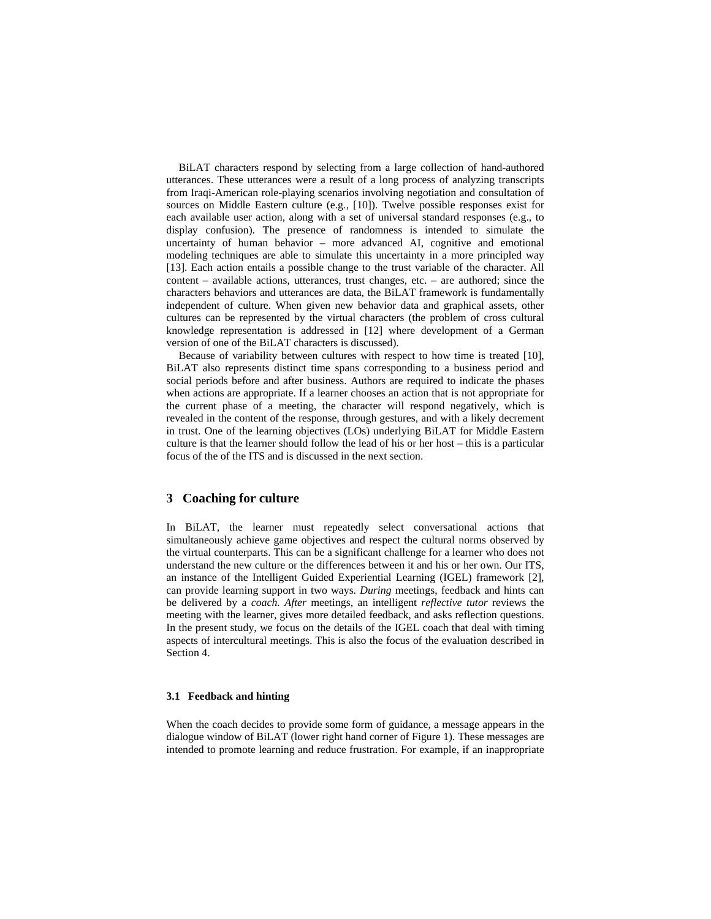BiLAT characters respond by selecting from a large collection of hand-authored utterances. These utterances were a result of a long process of analyzing transcripts from Iraqi-American role-playing scenarios involving negotiation and consultation of sources on Middle Eastern culture (e.g., [10]). Twelve possible responses exist for each available user action, along with a set of universal standard responses (e.g., to display confusion). The presence of randomness is intended to simulate the uncertainty of human behavior – more advanced AI, cognitive and emotional modeling techniques are able to simulate this uncertainty in a more principled way [13]. Each action entails a possible change to the trust variable of the character. All content – available actions, utterances, trust changes, etc. – are authored; since the characters behaviors and utterances are data, the BiLAT framework is fundamentally independent of culture. When given new behavior data and graphical assets, other cultures can be represented by the virtual characters (the problem of cross cultural knowledge representation is addressed in [12] where development of a German version of one of the BiLAT characters is discussed).

Because of variability between cultures with respect to how time is treated [10], BiLAT also represents distinct time spans corresponding to a business period and social periods before and after business. Authors are required to indicate the phases when actions are appropriate. If a learner chooses an action that is not appropriate for the current phase of a meeting, the character will respond negatively, which is revealed in the content of the response, through gestures, and with a likely decrement in trust. One of the learning objectives (LOs) underlying BiLAT for Middle Eastern culture is that the learner should follow the lead of his or her host – this is a particular focus of the of the ITS and is discussed in the next section.

## 3 Coaching for culture

In BiLAT, the learner must repeatedly select conversational actions that simultaneously achieve game objectives and respect the cultural norms observed by the virtual counterparts. This can be a significant challenge for a learner who does not understand the new culture or the differences between it and his or her own. Our ITS, an instance of the Intelligent Guided Experiential Learning (IGEL) framework [2], can provide learning support in two ways. *During* meetings, feedback and hints can be delivered by a *coach. After* meetings, an intelligent *reflective tutor* reviews the meeting with the learner, gives more detailed feedback, and asks reflection questions. In the present study, we focus on the details of the IGEL coach that deal with timing aspects of intercultural meetings. This is also the focus of the evaluation described in Section 4.

### 3.1 Feedback and hinting

When the coach decides to provide some form of guidance, a message appears in the dialogue window of BiLAT (lower right hand corner of Figure 1). These messages are intended to promote learning and reduce frustration. For example, if an inappropriate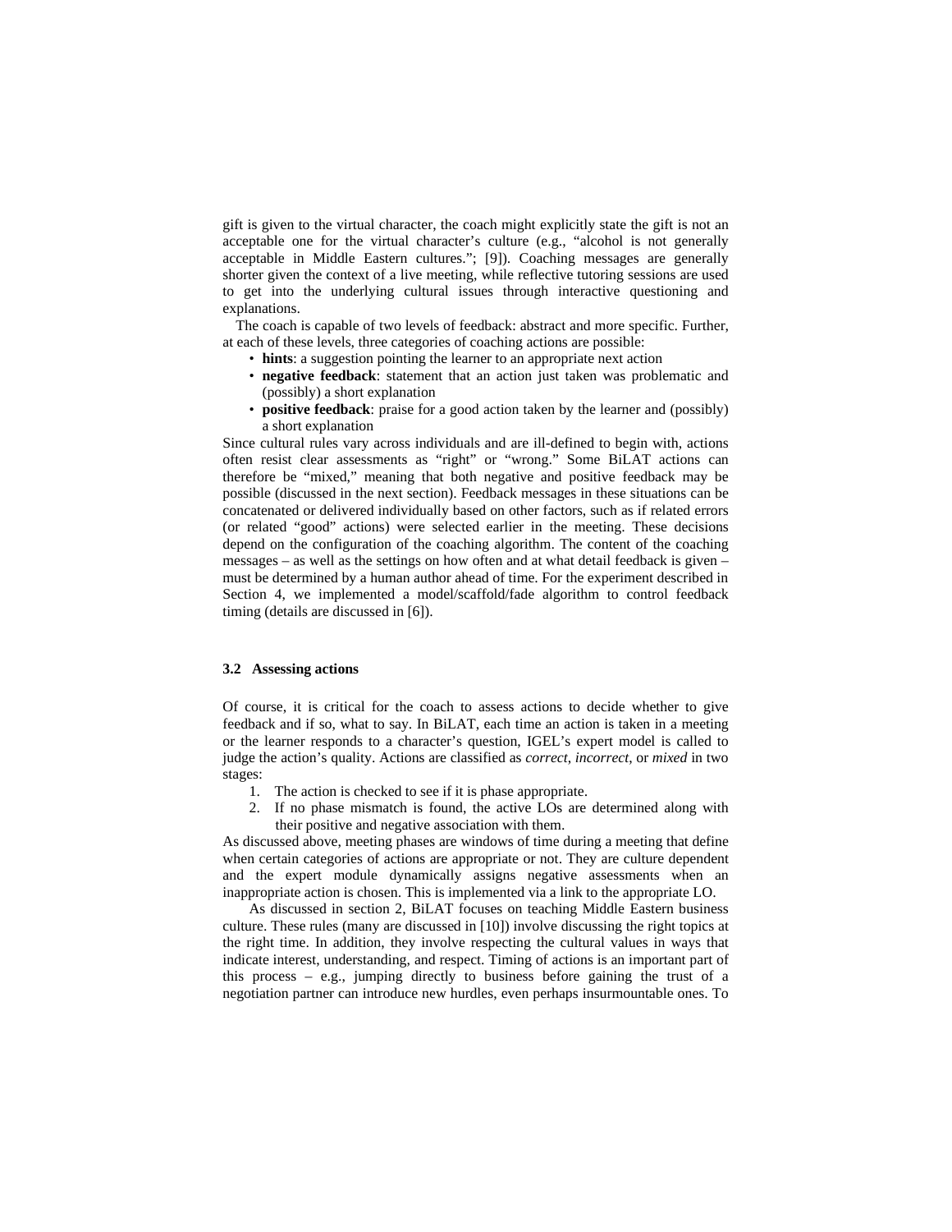gift is given to the virtual character, the coach might explicitly state the gift is not an acceptable one for the virtual character's culture (e.g., "alcohol is not generally acceptable in Middle Eastern cultures."; [9]). Coaching messages are generally shorter given the context of a live meeting, while reflective tutoring sessions are used to get into the underlying cultural issues through interactive questioning and explanations.

The coach is capable of two levels of feedback: abstract and more specific. Further, at each of these levels, three categories of coaching actions are possible:

- **hints**: a suggestion pointing the learner to an appropriate next action
- **negative feedback**: statement that an action just taken was problematic and (possibly) a short explanation
- **positive feedback**: praise for a good action taken by the learner and (possibly) a short explanation

Since cultural rules vary across individuals and are ill-defined to begin with, actions often resist clear assessments as "right" or "wrong." Some BiLAT actions can therefore be "mixed," meaning that both negative and positive feedback may be possible (discussed in the next section). Feedback messages in these situations can be concatenated or delivered individually based on other factors, such as if related errors (or related "good" actions) were selected earlier in the meeting. These decisions depend on the configuration of the coaching algorithm. The content of the coaching messages – as well as the settings on how often and at what detail feedback is given – must be determined by a human author ahead of time. For the experiment described in Section 4, we implemented a model/scaffold/fade algorithm to control feedback timing (details are discussed in [6]).

### 3.2 Assessing actions

Of course, it is critical for the coach to assess actions to decide whether to give feedback and if so, what to say. In BiLAT, each time an action is taken in a meeting or the learner responds to a character's question, IGEL's expert model is called to judge the action's quality. Actions are classified as *correct*, *incorrect*, or *mixed* in two stages:

1. The action is checked to see if it is phase appropriate.
2. If no phase mismatch is found, the active LOs are determined along with their positive and negative association with them.

As discussed above, meeting phases are windows of time during a meeting that define when certain categories of actions are appropriate or not. They are culture dependent and the expert module dynamically assigns negative assessments when an inappropriate action is chosen. This is implemented via a link to the appropriate LO.

As discussed in section 2, BiLAT focuses on teaching Middle Eastern business culture. These rules (many are discussed in [10]) involve discussing the right topics at the right time. In addition, they involve respecting the cultural values in ways that indicate interest, understanding, and respect. Timing of actions is an important part of this process – e.g., jumping directly to business before gaining the trust of a negotiation partner can introduce new hurdles, even perhaps insurmountable ones. To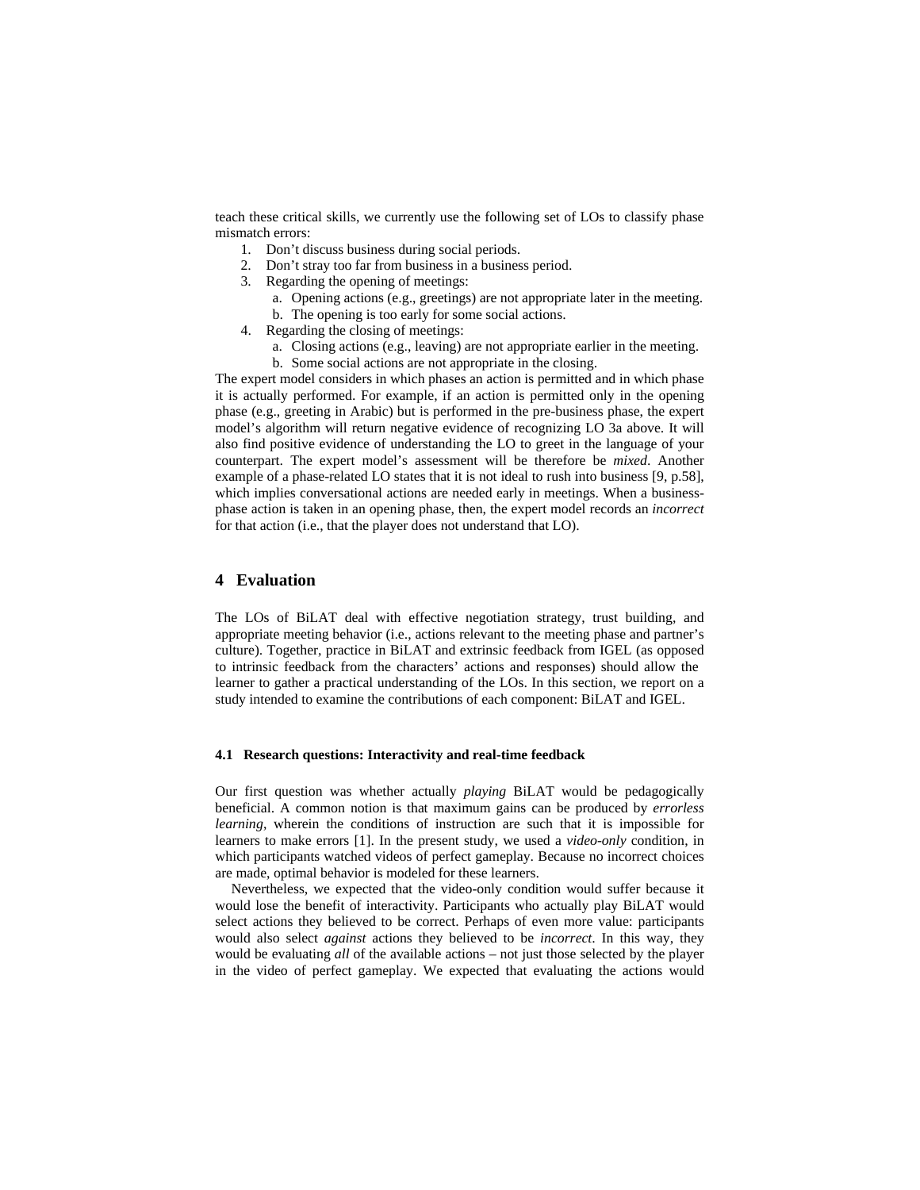teach these critical skills, we currently use the following set of LOs to classify phase mismatch errors:

1. Don't discuss business during social periods.
2. Don't stray too far from business in a business period.
3. Regarding the opening of meetings:
   a. Opening actions (e.g., greetings) are not appropriate later in the meeting.
   b. The opening is too early for some social actions.
4. Regarding the closing of meetings:
   a. Closing actions (e.g., leaving) are not appropriate earlier in the meeting.
   b. Some social actions are not appropriate in the closing.

The expert model considers in which phases an action is permitted and in which phase it is actually performed. For example, if an action is permitted only in the opening phase (e.g., greeting in Arabic) but is performed in the pre-business phase, the expert model's algorithm will return negative evidence of recognizing LO 3a above. It will also find positive evidence of understanding the LO to greet in the language of your counterpart. The expert model's assessment will be therefore be *mixed*. Another example of a phase-related LO states that it is not ideal to rush into business [9, p.58], which implies conversational actions are needed early in meetings. When a business-phase action is taken in an opening phase, then, the expert model records an *incorrect* for that action (i.e., that the player does not understand that LO).

## 4 Evaluation

The LOs of BiLAT deal with effective negotiation strategy, trust building, and appropriate meeting behavior (i.e., actions relevant to the meeting phase and partner's culture). Together, practice in BiLAT and extrinsic feedback from IGEL (as opposed to intrinsic feedback from the characters' actions and responses) should allow the learner to gather a practical understanding of the LOs. In this section, we report on a study intended to examine the contributions of each component: BiLAT and IGEL.

### 4.1 Research questions: Interactivity and real-time feedback

Our first question was whether actually *playing* BiLAT would be pedagogically beneficial. A common notion is that maximum gains can be produced by *errorless learning*, wherein the conditions of instruction are such that it is impossible for learners to make errors [1]. In the present study, we used a *video-only* condition, in which participants watched videos of perfect gameplay. Because no incorrect choices are made, optimal behavior is modeled for these learners.

Nevertheless, we expected that the video-only condition would suffer because it would lose the benefit of interactivity. Participants who actually play BiLAT would select actions they believed to be correct. Perhaps of even more value: participants would also select *against* actions they believed to be *incorrect*. In this way, they would be evaluating *all* of the available actions – not just those selected by the player in the video of perfect gameplay. We expected that evaluating the actions would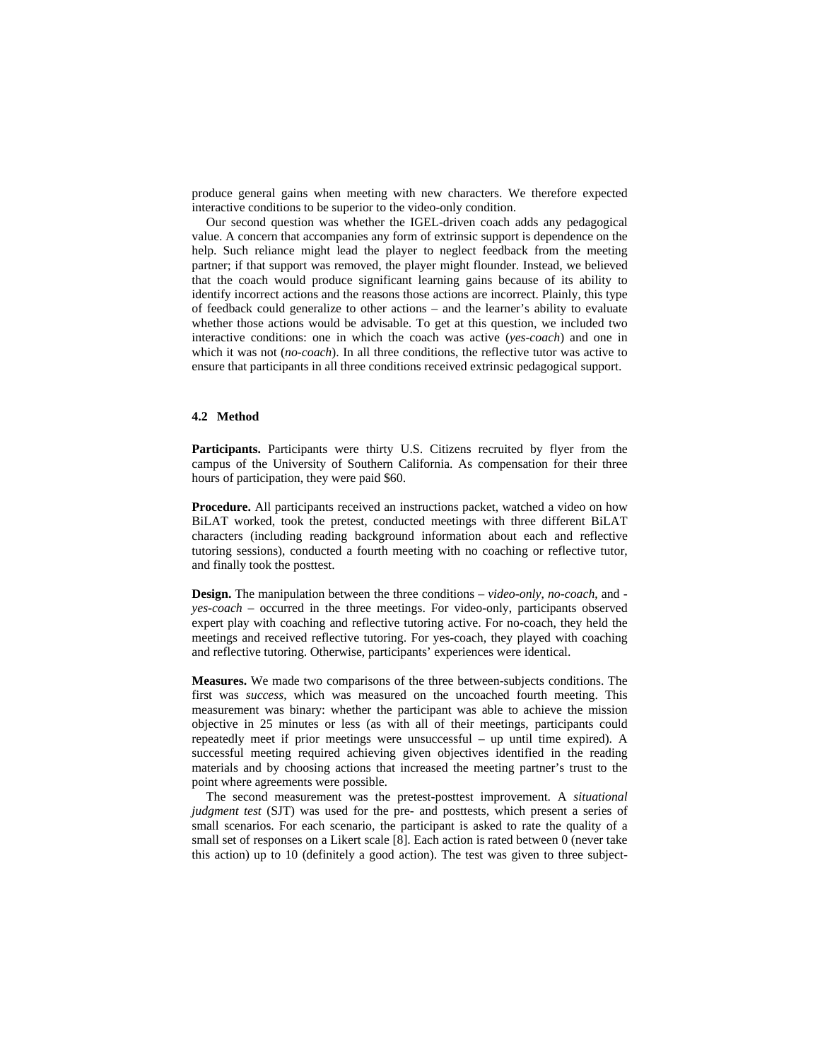produce general gains when meeting with new characters. We therefore expected interactive conditions to be superior to the video-only condition.

Our second question was whether the IGEL-driven coach adds any pedagogical value. A concern that accompanies any form of extrinsic support is dependence on the help. Such reliance might lead the player to neglect feedback from the meeting partner; if that support was removed, the player might flounder. Instead, we believed that the coach would produce significant learning gains because of its ability to identify incorrect actions and the reasons those actions are incorrect. Plainly, this type of feedback could generalize to other actions – and the learner's ability to evaluate whether those actions would be advisable. To get at this question, we included two interactive conditions: one in which the coach was active (*yes-coach*) and one in which it was not (*no-coach*). In all three conditions, the reflective tutor was active to ensure that participants in all three conditions received extrinsic pedagogical support.

### 4.2 Method

**Participants.** Participants were thirty U.S. Citizens recruited by flyer from the campus of the University of Southern California. As compensation for their three hours of participation, they were paid $60.

**Procedure.** All participants received an instructions packet, watched a video on how BiLAT worked, took the pretest, conducted meetings with three different BiLAT characters (including reading background information about each and reflective tutoring sessions), conducted a fourth meeting with no coaching or reflective tutor, and finally took the posttest.

**Design.** The manipulation between the three conditions – *video-only*, *no-coach*, and *-yes-coach* – occurred in the three meetings. For video-only, participants observed expert play with coaching and reflective tutoring active. For no-coach, they held the meetings and received reflective tutoring. For yes-coach, they played with coaching and reflective tutoring. Otherwise, participants' experiences were identical.

**Measures.** We made two comparisons of the three between-subjects conditions. The first was *success*, which was measured on the uncoached fourth meeting. This measurement was binary: whether the participant was able to achieve the mission objective in 25 minutes or less (as with all of their meetings, participants could repeatedly meet if prior meetings were unsuccessful – up until time expired). A successful meeting required achieving given objectives identified in the reading materials and by choosing actions that increased the meeting partner's trust to the point where agreements were possible.

The second measurement was the pretest-posttest improvement. A *situational judgment test* (SJT) was used for the pre- and posttests, which present a series of small scenarios. For each scenario, the participant is asked to rate the quality of a small set of responses on a Likert scale [8]. Each action is rated between 0 (never take this action) up to 10 (definitely a good action). The test was given to three subject-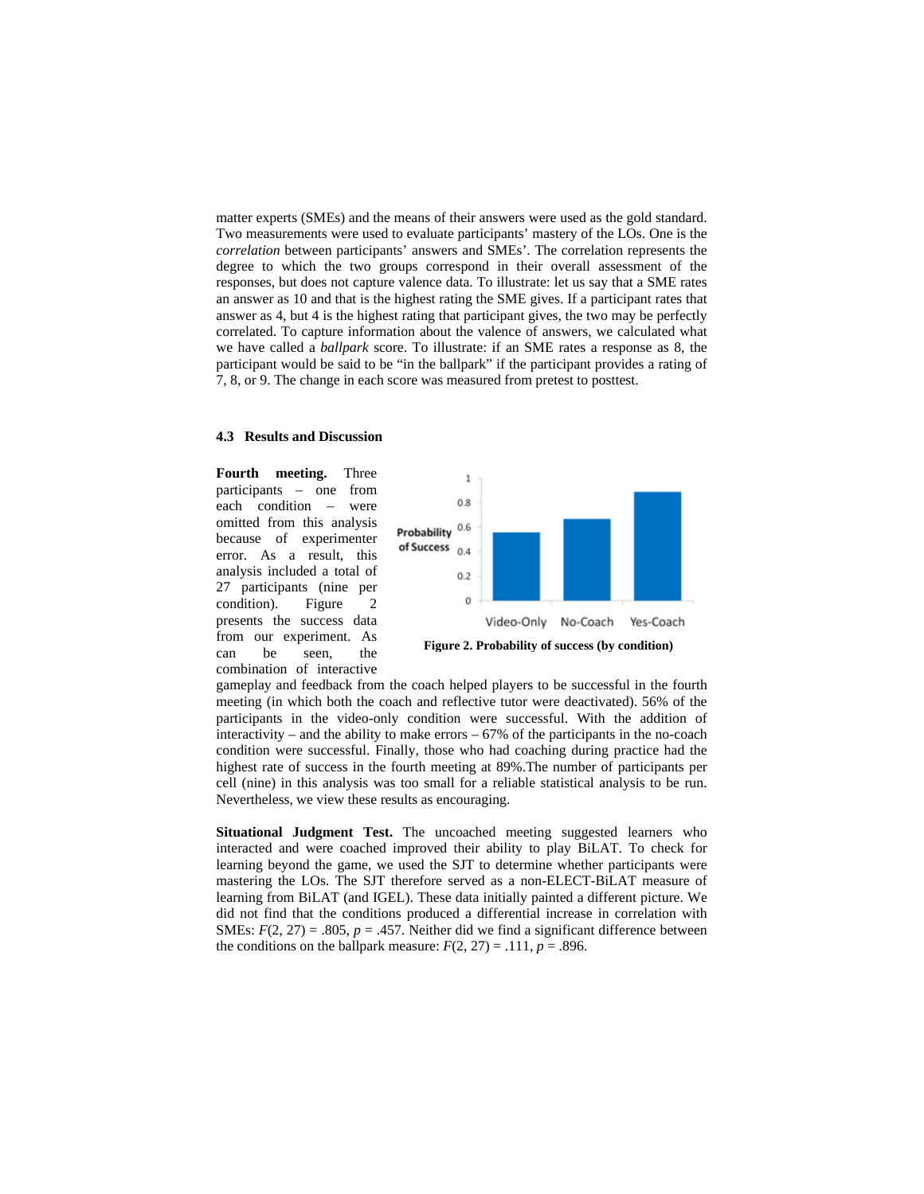matter experts (SMEs) and the means of their answers were used as the gold standard. Two measurements were used to evaluate participants' mastery of the LOs. One is the *correlation* between participants' answers and SMEs'. The correlation represents the degree to which the two groups correspond in their overall assessment of the responses, but does not capture valence data. To illustrate: let us say that a SME rates an answer as 10 and that is the highest rating the SME gives. If a participant rates that answer as 4, but 4 is the highest rating that participant gives, the two may be perfectly correlated. To capture information about the valence of answers, we calculated what we have called a *ballpark* score. To illustrate: if an SME rates a response as 8, the participant would be said to be "in the ballpark" if the participant provides a rating of 7, 8, or 9. The change in each score was measured from pretest to posttest.

### 4.3 Results and Discussion

**Fourth meeting.** Three participants – one from each condition – were omitted from this analysis because of experimenter error. As a result, this analysis included a total of 27 participants (nine per condition). Figure 2 presents the success data from our experiment. As can be seen, the combination of interactive gameplay and feedback from the coach helped players to be successful in the fourth meeting (in which both the coach and reflective tutor were deactivated). 56% of the participants in the video-only condition were successful. With the addition of interactivity – and the ability to make errors – 67% of the participants in the no-coach condition were successful. Finally, those who had coaching during practice had the highest rate of success in the fourth meeting at 89%.The number of participants per cell (nine) in this analysis was too small for a reliable statistical analysis to be run. Nevertheless, we view these results as encouraging.

**Figure 2. Probability of success (by condition)**

**Situational Judgment Test.** The uncoached meeting suggested learners who interacted and were coached improved their ability to play BiLAT. To check for learning beyond the game, we used the SJT to determine whether participants were mastering the LOs. The SJT therefore served as a non-ELECT-BiLAT measure of learning from BiLAT (and IGEL). These data initially painted a different picture. We did not find that the conditions produced a differential increase in correlation with SMEs: $F(2, 27) = .805$, $p = .457$. Neither did we find a significant difference between the conditions on the ballpark measure: $F(2, 27) = .111$, $p = .896$.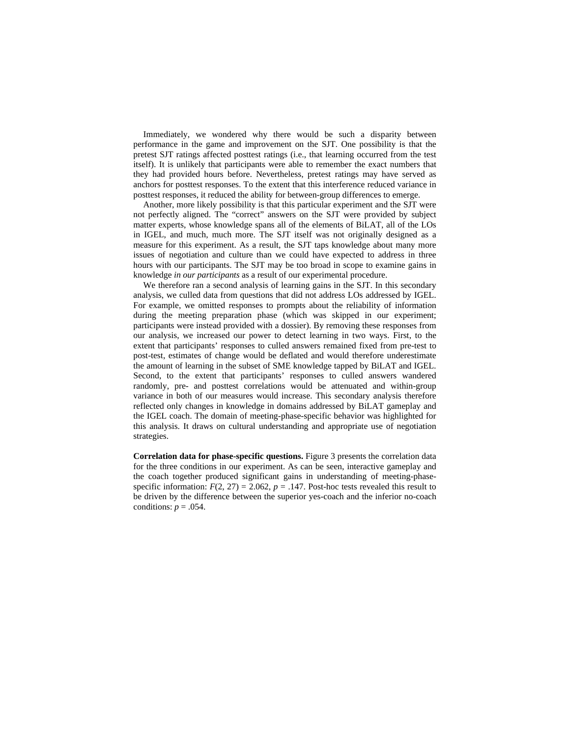Immediately, we wondered why there would be such a disparity between performance in the game and improvement on the SJT. One possibility is that the pretest SJT ratings affected posttest ratings (i.e., that learning occurred from the test itself). It is unlikely that participants were able to remember the exact numbers that they had provided hours before. Nevertheless, pretest ratings may have served as anchors for posttest responses. To the extent that this interference reduced variance in posttest responses, it reduced the ability for between-group differences to emerge.

Another, more likely possibility is that this particular experiment and the SJT were not perfectly aligned. The "correct" answers on the SJT were provided by subject matter experts, whose knowledge spans all of the elements of BiLAT, all of the LOs in IGEL, and much, much more. The SJT itself was not originally designed as a measure for this experiment. As a result, the SJT taps knowledge about many more issues of negotiation and culture than we could have expected to address in three hours with our participants. The SJT may be too broad in scope to examine gains in knowledge *in our participants* as a result of our experimental procedure.

We therefore ran a second analysis of learning gains in the SJT. In this secondary analysis, we culled data from questions that did not address LOs addressed by IGEL. For example, we omitted responses to prompts about the reliability of information during the meeting preparation phase (which was skipped in our experiment; participants were instead provided with a dossier). By removing these responses from our analysis, we increased our power to detect learning in two ways. First, to the extent that participants' responses to culled answers remained fixed from pre-test to post-test, estimates of change would be deflated and would therefore underestimate the amount of learning in the subset of SME knowledge tapped by BiLAT and IGEL. Second, to the extent that participants' responses to culled answers wandered randomly, pre- and posttest correlations would be attenuated and within-group variance in both of our measures would increase. This secondary analysis therefore reflected only changes in knowledge in domains addressed by BiLAT gameplay and the IGEL coach. The domain of meeting-phase-specific behavior was highlighted for this analysis. It draws on cultural understanding and appropriate use of negotiation strategies.

**Correlation data for phase-specific questions.** Figure 3 presents the correlation data for the three conditions in our experiment. As can be seen, interactive gameplay and the coach together produced significant gains in understanding of meeting-phase-specific information: $F(2, 27) = 2.062$, $p = .147$. Post-hoc tests revealed this result to be driven by the difference between the superior yes-coach and the inferior no-coach conditions: $p = .054$.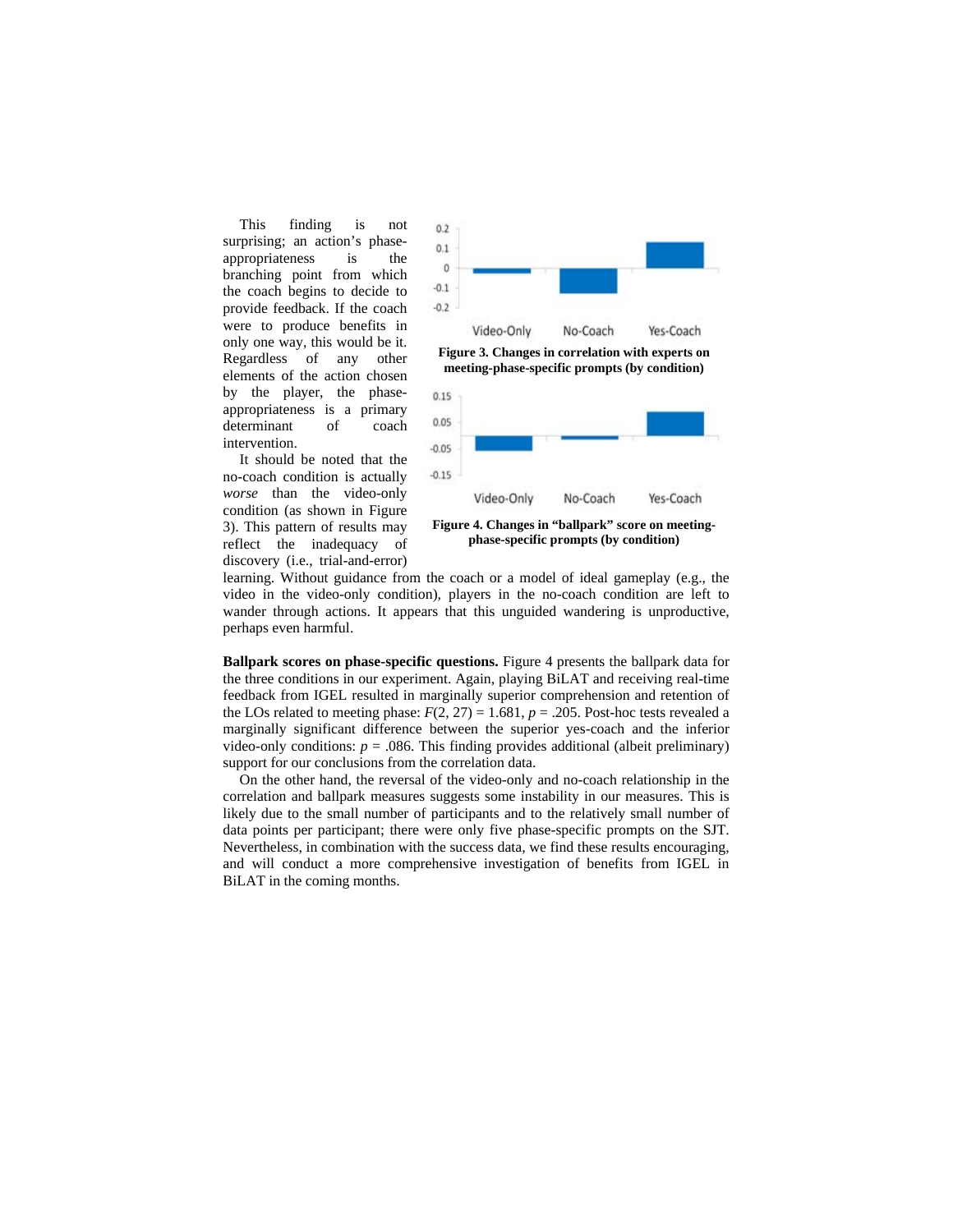This finding is not surprising; an action's phase-appropriateness is the branching point from which the coach begins to decide to provide feedback. If the coach were to produce benefits in only one way, this would be it. Regardless of any other elements of the action chosen by the player, the phase-appropriateness is a primary determinant of coach intervention.

It should be noted that the no-coach condition is actually *worse* than the video-only condition (as shown in Figure 3). This pattern of results may reflect the inadequacy of discovery (i.e., trial-and-error) learning. Without guidance from the coach or a model of ideal gameplay (e.g., the video in the video-only condition), players in the no-coach condition are left to wander through actions. It appears that this unguided wandering is unproductive, perhaps even harmful.

**Figure 3. Changes in correlation with experts on meeting-phase-specific prompts (by condition)**

**Figure 4. Changes in "ballpark" score on meeting-phase-specific prompts (by condition)**

**Ballpark scores on phase-specific questions.** Figure 4 presents the ballpark data for the three conditions in our experiment. Again, playing BiLAT and receiving real-time feedback from IGEL resulted in marginally superior comprehension and retention of the LOs related to meeting phase: $F(2, 27) = 1.681$, $p = .205$. Post-hoc tests revealed a marginally significant difference between the superior yes-coach and the inferior video-only conditions: $p = .086$. This finding provides additional (albeit preliminary) support for our conclusions from the correlation data.

On the other hand, the reversal of the video-only and no-coach relationship in the correlation and ballpark measures suggests some instability in our measures. This is likely due to the small number of participants and to the relatively small number of data points per participant; there were only five phase-specific prompts on the SJT. Nevertheless, in combination with the success data, we find these results encouraging, and will conduct a more comprehensive investigation of benefits from IGEL in BiLAT in the coming months.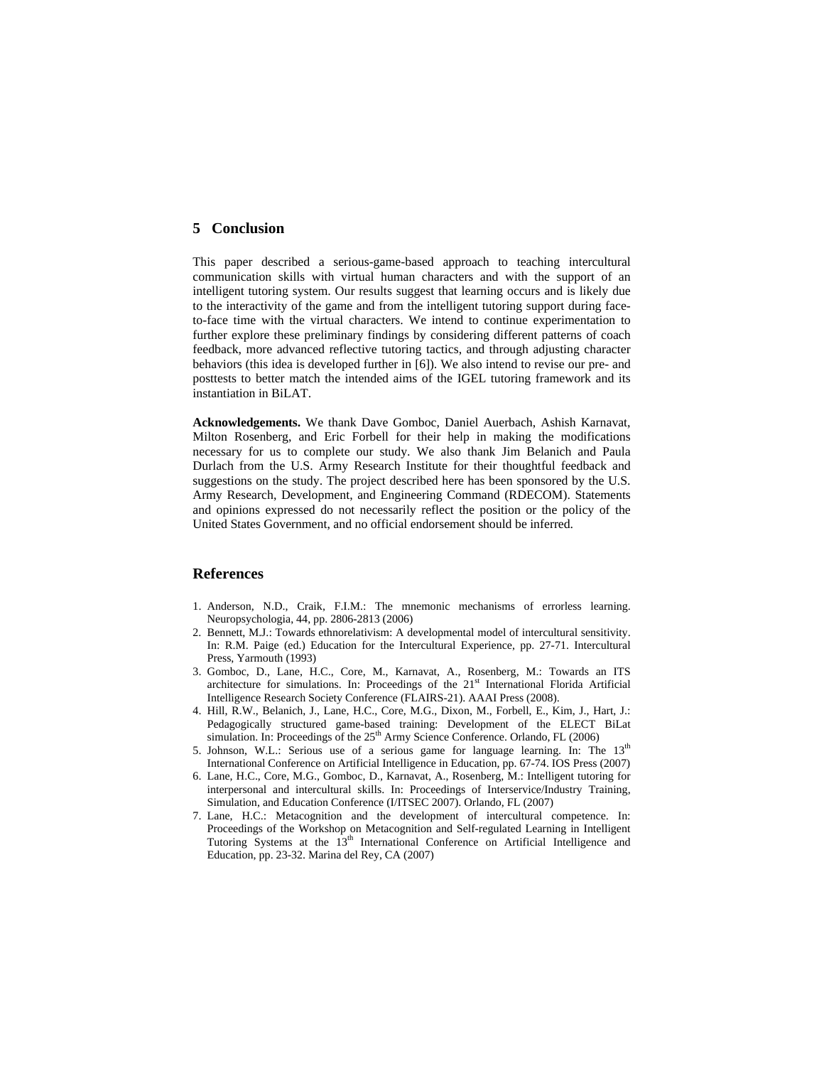## 5 Conclusion

This paper described a serious-game-based approach to teaching intercultural communication skills with virtual human characters and with the support of an intelligent tutoring system. Our results suggest that learning occurs and is likely due to the interactivity of the game and from the intelligent tutoring support during face-to-face time with the virtual characters. We intend to continue experimentation to further explore these preliminary findings by considering different patterns of coach feedback, more advanced reflective tutoring tactics, and through adjusting character behaviors (this idea is developed further in [6]). We also intend to revise our pre- and posttests to better match the intended aims of the IGEL tutoring framework and its instantiation in BiLAT.

**Acknowledgements.** We thank Dave Gomboc, Daniel Auerbach, Ashish Karnavat, Milton Rosenberg, and Eric Forbell for their help in making the modifications necessary for us to complete our study. We also thank Jim Belanich and Paula Durlach from the U.S. Army Research Institute for their thoughtful feedback and suggestions on the study. The project described here has been sponsored by the U.S. Army Research, Development, and Engineering Command (RDECOM). Statements and opinions expressed do not necessarily reflect the position or the policy of the United States Government, and no official endorsement should be inferred.

## References

1. Anderson, N.D., Craik, F.I.M.: The mnemonic mechanisms of errorless learning. Neuropsychologia, 44, pp. 2806-2813 (2006)
2. Bennett, M.J.: Towards ethnorelativism: A developmental model of intercultural sensitivity. In: R.M. Paige (ed.) Education for the Intercultural Experience, pp. 27-71. Intercultural Press, Yarmouth (1993)
3. Gomboc, D., Lane, H.C., Core, M., Karnavat, A., Rosenberg, M.: Towards an ITS architecture for simulations. In: Proceedings of the 21st International Florida Artificial Intelligence Research Society Conference (FLAIRS-21). AAAI Press (2008).
4. Hill, R.W., Belanich, J., Lane, H.C., Core, M.G., Dixon, M., Forbell, E., Kim, J., Hart, J.: Pedagogically structured game-based training: Development of the ELECT BiLat simulation. In: Proceedings of the 25th Army Science Conference. Orlando, FL (2006)
5. Johnson, W.L.: Serious use of a serious game for language learning. In: The 13th International Conference on Artificial Intelligence in Education, pp. 67-74. IOS Press (2007)
6. Lane, H.C., Core, M.G., Gomboc, D., Karnavat, A., Rosenberg, M.: Intelligent tutoring for interpersonal and intercultural skills. In: Proceedings of Interservice/Industry Training, Simulation, and Education Conference (I/ITSEC 2007). Orlando, FL (2007)
7. Lane, H.C.: Metacognition and the development of intercultural competence. In: Proceedings of the Workshop on Metacognition and Self-regulated Learning in Intelligent Tutoring Systems at the 13th International Conference on Artificial Intelligence and Education, pp. 23-32. Marina del Rey, CA (2007)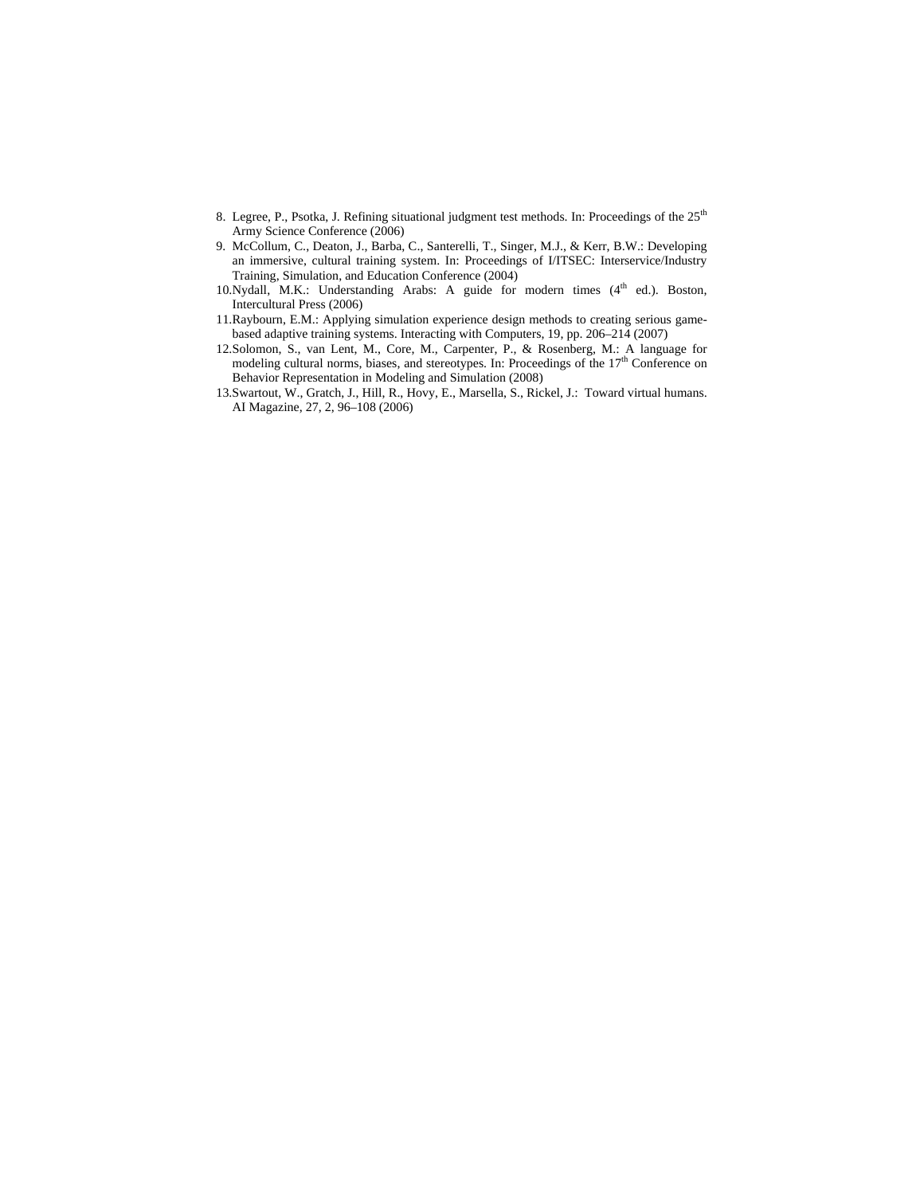8. Legree, P., Psotka, J. Refining situational judgment test methods. In: Proceedings of the 25th Army Science Conference (2006)
9. McCollum, C., Deaton, J., Barba, C., Santerelli, T., Singer, M.J., & Kerr, B.W.: Developing an immersive, cultural training system. In: Proceedings of I/ITSEC: Interservice/Industry Training, Simulation, and Education Conference (2004)
10. Nydall, M.K.: Understanding Arabs: A guide for modern times (4th ed.). Boston, Intercultural Press (2006)
11. Raybourn, E.M.: Applying simulation experience design methods to creating serious game-based adaptive training systems. Interacting with Computers, 19, pp. 206–214 (2007)
12. Solomon, S., van Lent, M., Core, M., Carpenter, P., & Rosenberg, M.: A language for modeling cultural norms, biases, and stereotypes. In: Proceedings of the 17th Conference on Behavior Representation in Modeling and Simulation (2008)
13. Swartout, W., Gratch, J., Hill, R., Hovy, E., Marsella, S., Rickel, J.: Toward virtual humans. AI Magazine, 27, 2, 96–108 (2006)